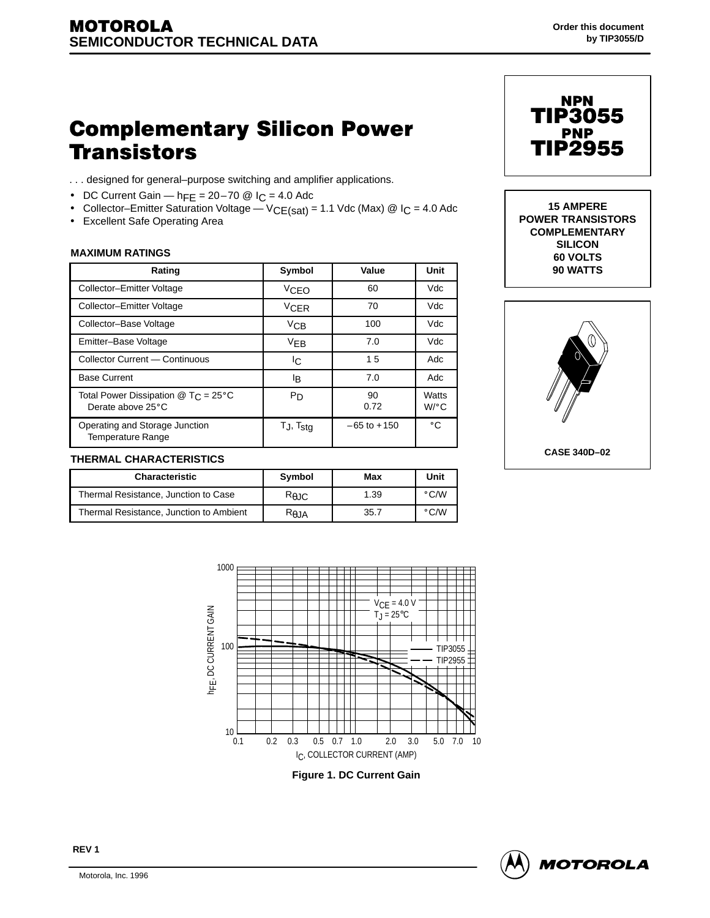**MOTOROLA**
**SEMICONDUCTOR TECHNICAL DATA**

Order this document by TIP3055/D

# Complementary Silicon Power Transistors

. . . designed for general–purpose switching and amplifier applications.

- DC Current Gain — $h_{FE}$ = 20–70 @ $I_C$ = 4.0 Adc
- Collector–Emitter Saturation Voltage — $V_{CE(sat)}$ = 1.1 Vdc (Max) @ $I_C$ = 4.0 Adc
- Excellent Safe Operating Area

**NPN**
**TIP3055**
**PNP**
**TIP2955**

**15 AMPERE**
**POWER TRANSISTORS**
**COMPLEMENTARY**
**SILICON**
**60 VOLTS**
**90 WATTS**

**CASE 340D–02**

### MAXIMUM RATINGS

| Rating | Symbol | Value | Unit |
|---|---|---|---|
| Collector–Emitter Voltage | $V_{CEO}$ | 60 | Vdc |
| Collector–Emitter Voltage | $V_{CER}$ | 70 | Vdc |
| Collector–Base Voltage | $V_{CB}$ | 100 | Vdc |
| Emitter–Base Voltage | $V_{EB}$ | 7.0 | Vdc |
| Collector Current — Continuous | $I_C$ | 15 | Adc |
| Base Current | $I_B$ | 7.0 | Adc |
| Total Power Dissipation @ $T_C$ = 25°C<br>Derate above 25°C | $P_D$ | 90<br>0.72 | Watts<br>W/°C |
| Operating and Storage Junction Temperature Range | $T_J$, $T_{stg}$ | –65 to +150 | °C |

### THERMAL CHARACTERISTICS

| Characteristic | Symbol | Max | Unit |
|---|---|---|---|
| Thermal Resistance, Junction to Case | $R_{\theta JC}$ | 1.39 | °C/W |
| Thermal Resistance, Junction to Ambient | $R_{\theta JA}$ | 35.7 | °C/W |

Figure 1. DC Current Gain

REV 1

Motorola, Inc. 1996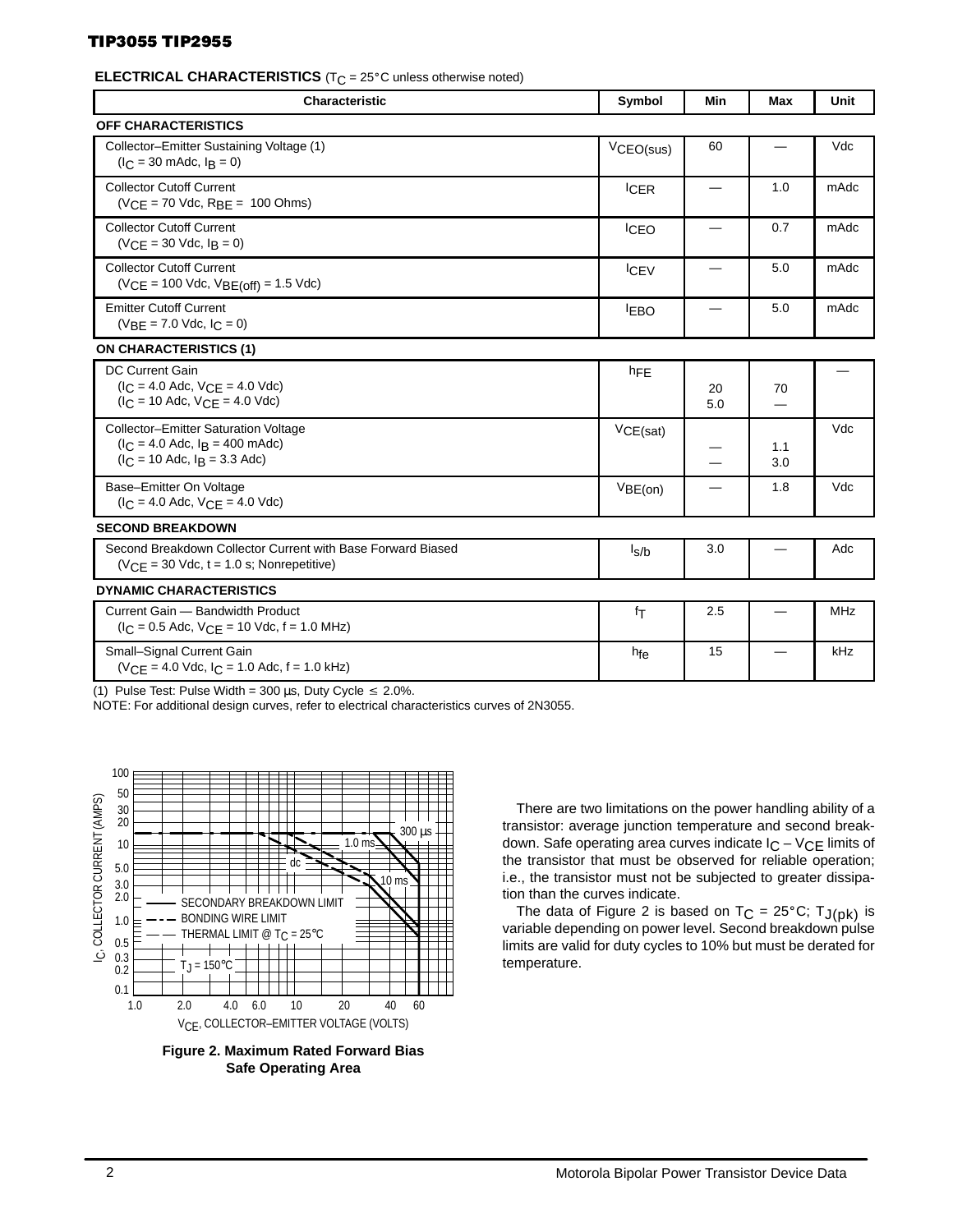**ELECTRICAL CHARACTERISTICS** ($T_C$ = 25°C unless otherwise noted)

| Characteristic | Symbol | Min | Max | Unit |
|---|---|---|---|---|
| **OFF CHARACTERISTICS** | | | | |
| Collector–Emitter Sustaining Voltage (1) ($I_C$ = 30 mAdc, $I_B$ = 0) | $V_{CEO(sus)}$ | 60 | — | Vdc |
| Collector Cutoff Current ($V_{CE}$ = 70 Vdc, $R_{BE}$ = 100 Ohms) | $I_{CER}$ | — | 1.0 | mAdc |
| Collector Cutoff Current ($V_{CE}$ = 30 Vdc, $I_B$ = 0) | $I_{CEO}$ | — | 0.7 | mAdc |
| Collector Cutoff Current ($V_{CE}$ = 100 Vdc, $V_{BE(off)}$ = 1.5 Vdc) | $I_{CEV}$ | — | 5.0 | mAdc |
| Emitter Cutoff Current ($V_{BE}$ = 7.0 Vdc, $I_C$ = 0) | $I_{EBO}$ | — | 5.0 | mAdc |
| **ON CHARACTERISTICS (1)** | | | | |
| DC Current Gain | $h_{FE}$ | | | — |
| ($I_C$ = 4.0 Adc, $V_{CE}$ = 4.0 Vdc) | | 20 | 70 | |
| ($I_C$ = 10 Adc, $V_{CE}$ = 4.0 Vdc) | | 5.0 | — | |
| Collector–Emitter Saturation Voltage | $V_{CE(sat)}$ | | | Vdc |
| ($I_C$ = 4.0 Adc, $I_B$ = 400 mAdc) | | — | 1.1 | |
| ($I_C$ = 10 Adc, $I_B$ = 3.3 Adc) | | — | 3.0 | |
| Base–Emitter On Voltage ($I_C$ = 4.0 Adc, $V_{CE}$ = 4.0 Vdc) | $V_{BE(on)}$ | — | 1.8 | Vdc |
| **SECOND BREAKDOWN** | | | | |
| Second Breakdown Collector Current with Base Forward Biased ($V_{CE}$ = 30 Vdc, t = 1.0 s; Nonrepetitive) | $I_{s/b}$ | 3.0 | — | Adc |
| **DYNAMIC CHARACTERISTICS** | | | | |
| Current Gain — Bandwidth Product ($I_C$ = 0.5 Adc, $V_{CE}$ = 10 Vdc, f = 1.0 MHz) | $f_T$ | 2.5 | — | MHz |
| Small–Signal Current Gain ($V_{CE}$ = 4.0 Vdc, $I_C$ = 1.0 Adc, f = 1.0 kHz) | $h_{fe}$ | 15 | — | kHz |

(1) Pulse Test: Pulse Width = 300 µs, Duty Cycle ≤ 2.0%.
NOTE: For additional design curves, refer to electrical characteristics curves of 2N3055.

**Figure 2. Maximum Rated Forward Bias Safe Operating Area**

There are two limitations on the power handling ability of a transistor: average junction temperature and second breakdown. Safe operating area curves indicate $I_C$ – $V_{CE}$ limits of the transistor that must be observed for reliable operation; i.e., the transistor must not be subjected to greater dissipation than the curves indicate.

The data of Figure 2 is based on $T_C$ = 25°C; $T_{J(pk)}$ is variable depending on power level. Second breakdown pulse limits are valid for duty cycles to 10% but must be derated for temperature.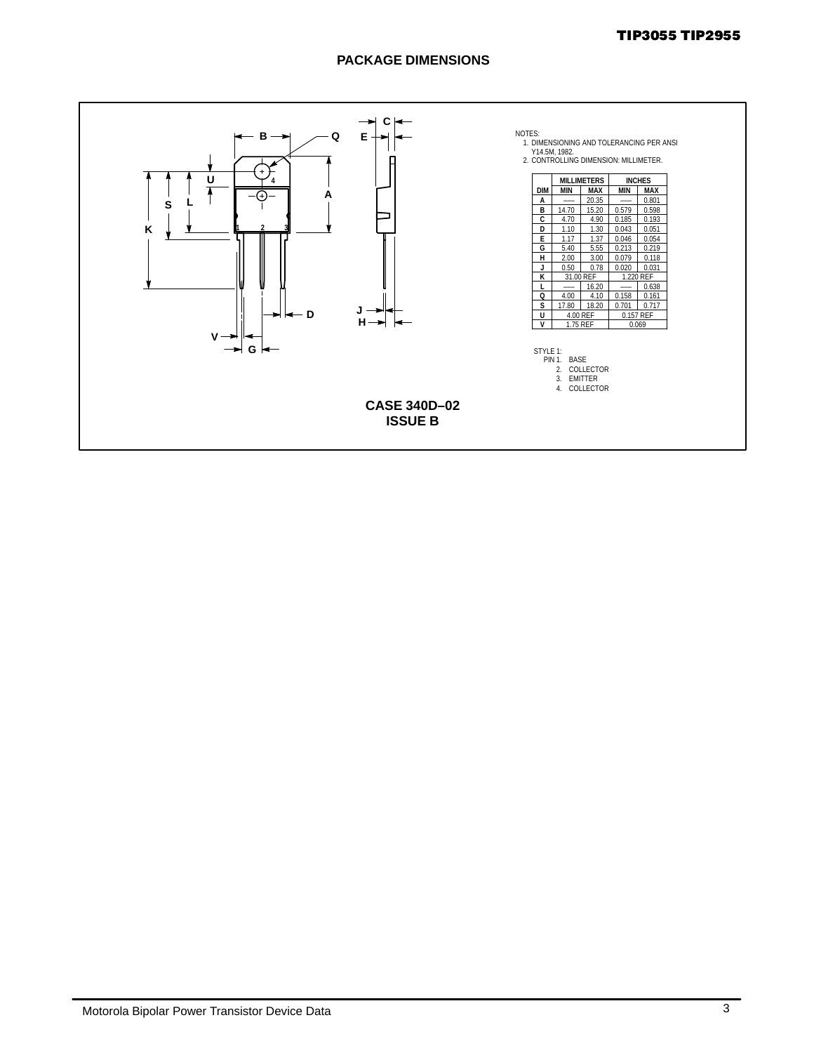## PACKAGE DIMENSIONS

NOTES:
1. DIMENSIONING AND TOLERANCING PER ANSI Y14.5M, 1982.
2. CONTROLLING DIMENSION: MILLIMETER.

| DIM | MILLIMETERS | | INCHES | |
|---|---|---|---|---|
| | MIN | MAX | MIN | MAX |
| A | --- | 20.35 | --- | 0.801 |
| B | 14.70 | 15.20 | 0.579 | 0.598 |
| C | 4.70 | 4.90 | 0.185 | 0.193 |
| D | 1.10 | 1.30 | 0.043 | 0.051 |
| E | 1.17 | 1.37 | 0.046 | 0.054 |
| G | 5.40 | 5.55 | 0.213 | 0.219 |
| H | 2.00 | 3.00 | 0.079 | 0.118 |
| J | 0.50 | 0.78 | 0.020 | 0.031 |
| K | 31.00 REF | | 1.220 REF | |
| L | --- | 16.20 | --- | 0.638 |
| Q | 4.00 | 4.10 | 0.158 | 0.161 |
| S | 17.80 | 18.20 | 0.701 | 0.717 |
| U | 4.00 REF | | 0.157 REF | |
| V | 1.75 REF | | 0.069 | |

STYLE 1:
PIN 1. BASE
2. COLLECTOR
3. EMITTER
4. COLLECTOR

**CASE 340D–02**
**ISSUE B**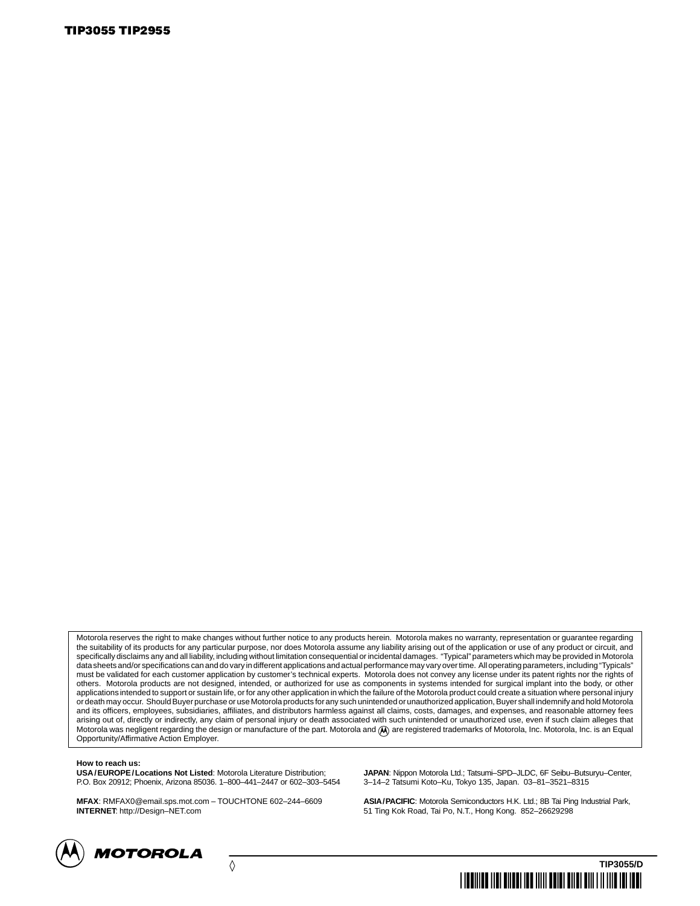Motorola reserves the right to make changes without further notice to any products herein. Motorola makes no warranty, representation or guarantee regarding the suitability of its products for any particular purpose, nor does Motorola assume any liability arising out of the application or use of any product or circuit, and specifically disclaims any and all liability, including without limitation consequential or incidental damages. "Typical" parameters which may be provided in Motorola data sheets and/or specifications can and do vary in different applications and actual performance may vary over time. All operating parameters, including "Typicals" must be validated for each customer application by customer's technical experts. Motorola does not convey any license under its patent rights nor the rights of others. Motorola products are not designed, intended, or authorized for use as components in systems intended for surgical implant into the body, or other applications intended to support or sustain life, or for any other application in which the failure of the Motorola product could create a situation where personal injury or death may occur. Should Buyer purchase or use Motorola products for any such unintended or unauthorized application, Buyer shall indemnify and hold Motorola and its officers, employees, subsidiaries, affiliates, and distributors harmless against all claims, costs, damages, and expenses, and reasonable attorney fees arising out of, directly or indirectly, any claim of personal injury or death associated with such unintended or unauthorized use, even if such claim alleges that Motorola was negligent regarding the design or manufacture of the part. Motorola and Ⓜ are registered trademarks of Motorola, Inc. Motorola, Inc. is an Equal Opportunity/Affirmative Action Employer.

**How to reach us:**

**USA / EUROPE / Locations Not Listed**: Motorola Literature Distribution; P.O. Box 20912; Phoenix, Arizona 85036. 1–800–441–2447 or 602–303–5454

**MFAX**: RMFAX0@email.sps.mot.com – TOUCHTONE 602–244–6609
**INTERNET**: http://Design–NET.com

**JAPAN**: Nippon Motorola Ltd.; Tatsumi–SPD–JLDC, 6F Seibu–Butsuryu–Center, 3–14–2 Tatsumi Koto–Ku, Tokyo 135, Japan. 03–81–3521–8315

**ASIA / PACIFIC**: Motorola Semiconductors H.K. Ltd.; 8B Tai Ping Industrial Park, 51 Ting Kok Road, Tai Po, N.T., Hong Kong. 852–26629298

**MOTOROLA**

◊

**TIP3055/D**